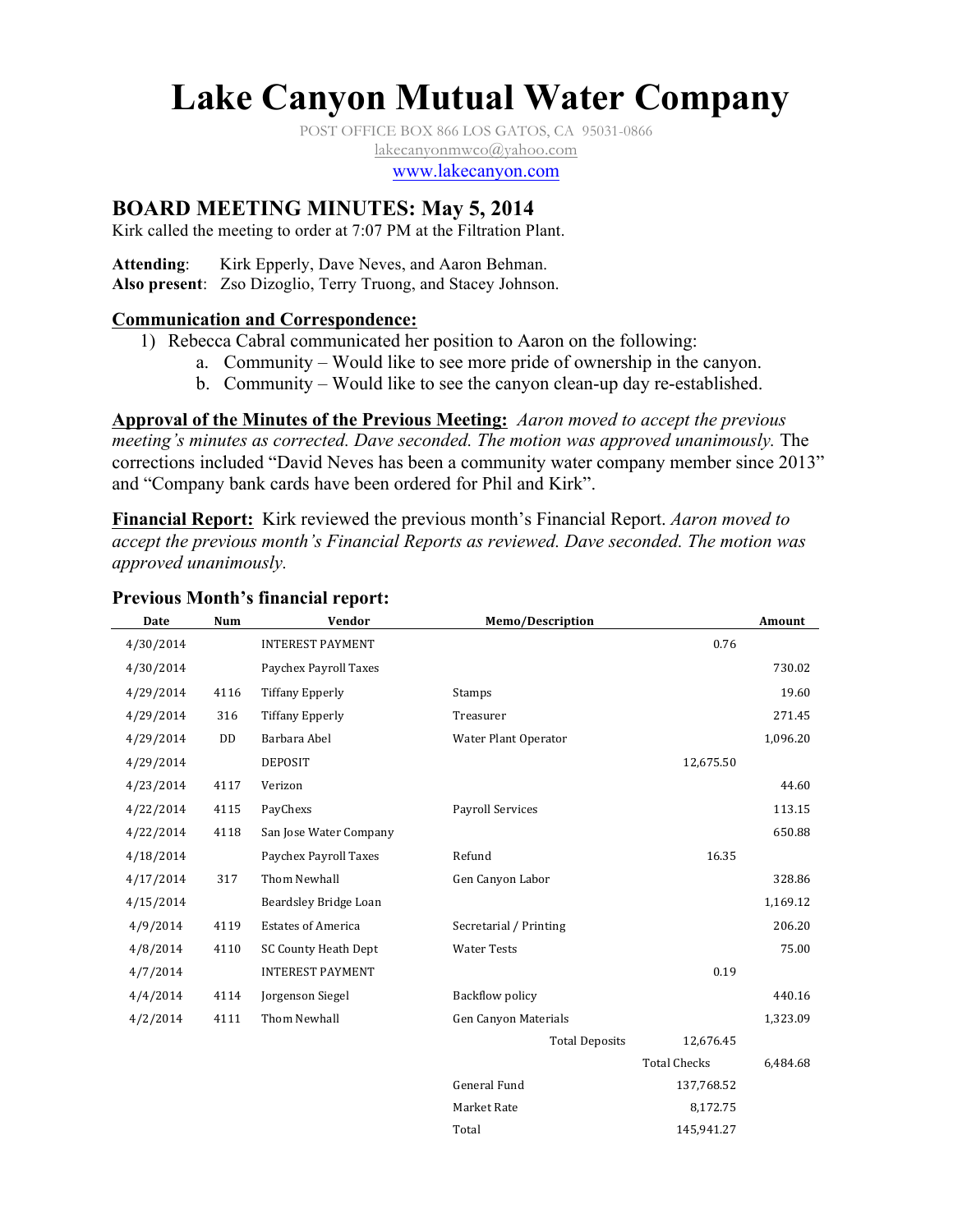# Lake Canyon Mutual Water Company

POST OFFICE BOX 866 LOS GATOS, CA 95031-0866
lakecanyonmwco@yahoo.com
www.lakecanyon.com

## BOARD MEETING MINUTES: May 5, 2014

Kirk called the meeting to order at 7:07 PM at the Filtration Plant.

**Attending**: Kirk Epperly, Dave Neves, and Aaron Behman.
**Also present**: Zso Dizoglio, Terry Truong, and Stacey Johnson.

### Communication and Correspondence:

1) Rebecca Cabral communicated her position to Aaron on the following:
   a. Community – Would like to see more pride of ownership in the canyon.
   b. Community – Would like to see the canyon clean-up day re-established.

**Approval of the Minutes of the Previous Meeting:** *Aaron moved to accept the previous meeting's minutes as corrected. Dave seconded. The motion was approved unanimously.* The corrections included "David Neves has been a community water company member since 2013" and "Company bank cards have been ordered for Phil and Kirk".

**Financial Report:** Kirk reviewed the previous month's Financial Report. *Aaron moved to accept the previous month's Financial Reports as reviewed. Dave seconded. The motion was approved unanimously.*

### Previous Month's financial report:

| Date | Num | Vendor | Memo/Description | | Amount |
|---|---|---|---|---|---|
| 4/30/2014 | | INTEREST PAYMENT | | 0.76 | |
| 4/30/2014 | | Paychex Payroll Taxes | | | 730.02 |
| 4/29/2014 | 4116 | Tiffany Epperly | Stamps | | 19.60 |
| 4/29/2014 | 316 | Tiffany Epperly | Treasurer | | 271.45 |
| 4/29/2014 | DD | Barbara Abel | Water Plant Operator | | 1,096.20 |
| 4/29/2014 | | DEPOSIT | | 12,675.50 | |
| 4/23/2014 | 4117 | Verizon | | | 44.60 |
| 4/22/2014 | 4115 | PayChexs | Payroll Services | | 113.15 |
| 4/22/2014 | 4118 | San Jose Water Company | | | 650.88 |
| 4/18/2014 | | Paychex Payroll Taxes | Refund | 16.35 | |
| 4/17/2014 | 317 | Thom Newhall | Gen Canyon Labor | | 328.86 |
| 4/15/2014 | | Beardsley Bridge Loan | | | 1,169.12 |
| 4/9/2014 | 4119 | Estates of America | Secretarial / Printing | | 206.20 |
| 4/8/2014 | 4110 | SC County Heath Dept | Water Tests | | 75.00 |
| 4/7/2014 | | INTEREST PAYMENT | | 0.19 | |
| 4/4/2014 | 4114 | Jorgenson Siegel | Backflow policy | | 440.16 |
| 4/2/2014 | 4111 | Thom Newhall | Gen Canyon Materials | | 1,323.09 |
| | | | Total Deposits | 12,676.45 | |
| | | | | Total Checks | 6,484.68 |
| | | | General Fund | 137,768.52 | |
| | | | Market Rate | 8,172.75 | |
| | | | Total | 145,941.27 | |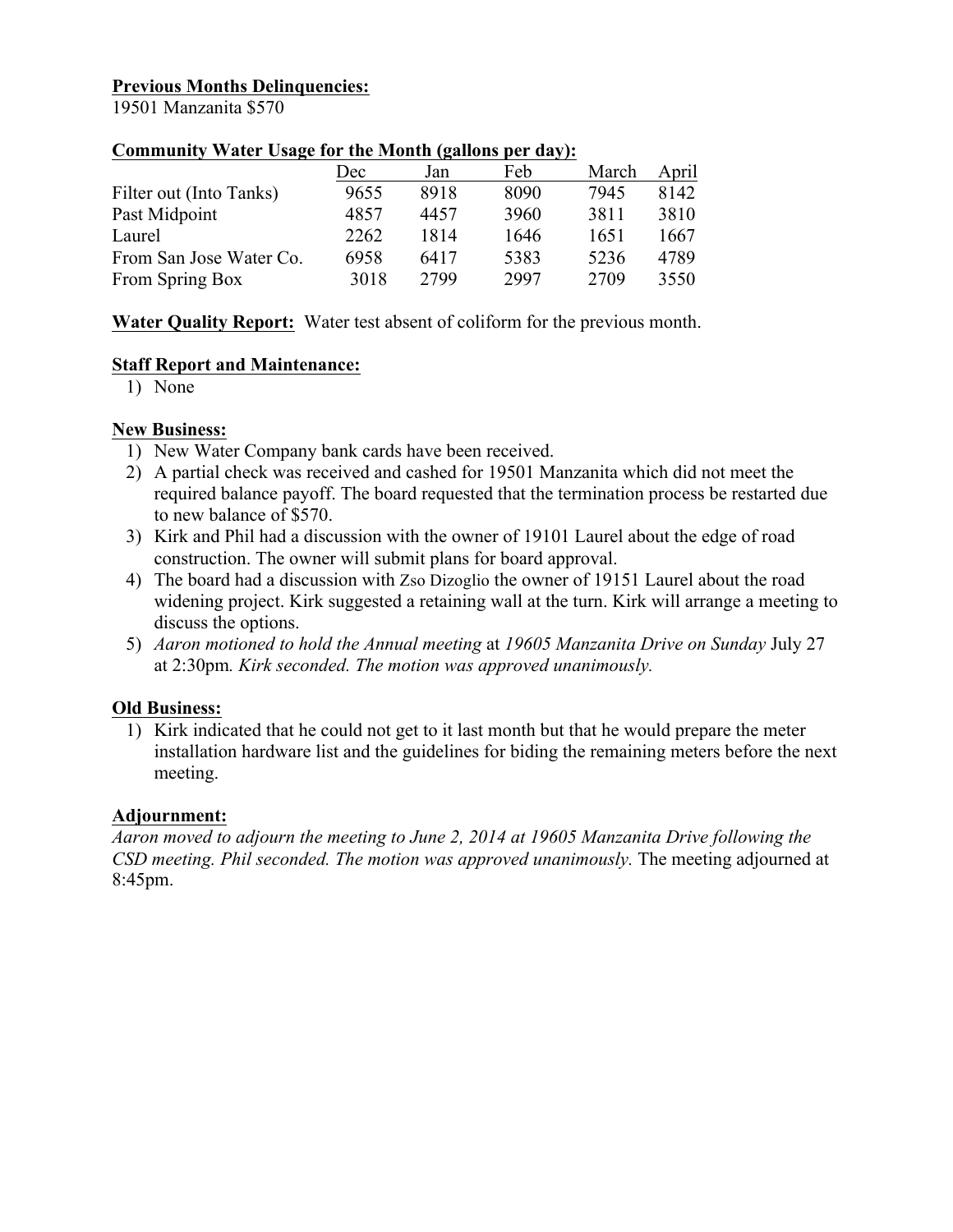**Previous Months Delinquencies:**
19501 Manzanita $570

**Community Water Usage for the Month (gallons per day):**

| | Dec | Jan | Feb | March | April |
|---|---|---|---|---|---|
| Filter out (Into Tanks) | 9655 | 8918 | 8090 | 7945 | 8142 |
| Past Midpoint | 4857 | 4457 | 3960 | 3811 | 3810 |
| Laurel | 2262 | 1814 | 1646 | 1651 | 1667 |
| From San Jose Water Co. | 6958 | 6417 | 5383 | 5236 | 4789 |
| From Spring Box | 3018 | 2799 | 2997 | 2709 | 3550 |

**Water Quality Report:** Water test absent of coliform for the previous month.

**Staff Report and Maintenance:**
1) None

**New Business:**
1) New Water Company bank cards have been received.
2) A partial check was received and cashed for 19501 Manzanita which did not meet the required balance payoff. The board requested that the termination process be restarted due to new balance of $570.
3) Kirk and Phil had a discussion with the owner of 19101 Laurel about the edge of road construction. The owner will submit plans for board approval.
4) The board had a discussion with Zso Dizoglio the owner of 19151 Laurel about the road widening project. Kirk suggested a retaining wall at the turn. Kirk will arrange a meeting to discuss the options.
5) *Aaron motioned to hold the Annual meeting* at *19605 Manzanita Drive on Sunday* July 27 at 2:30pm*. Kirk seconded. The motion was approved unanimously.*

**Old Business:**
1) Kirk indicated that he could not get to it last month but that he would prepare the meter installation hardware list and the guidelines for biding the remaining meters before the next meeting.

**Adjournment:**
*Aaron moved to adjourn the meeting to June 2, 2014 at 19605 Manzanita Drive following the CSD meeting. Phil seconded. The motion was approved unanimously.* The meeting adjourned at 8:45pm.